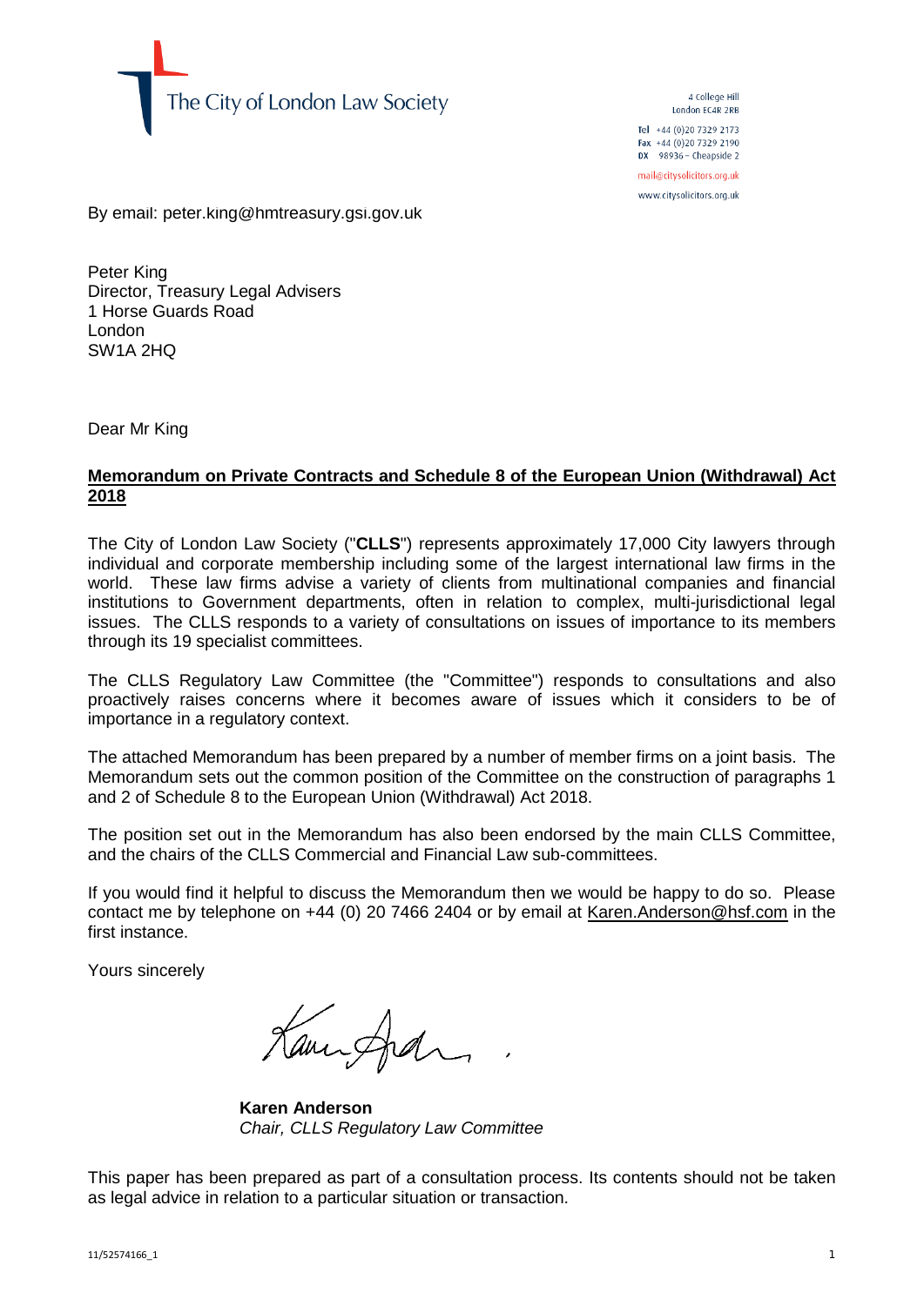The City of London Law Society

4 College Hill
London EC4R 2RB

Tel +44 (0)20 7329 2173
Fax +44 (0)20 7329 2190
DX 98936 – Cheapside 2

mail@citysolicitors.org.uk

www.citysolicitors.org.uk

By email: peter.king@hmtreasury.gsi.gov.uk

Peter King
Director, Treasury Legal Advisers
1 Horse Guards Road
London
SW1A 2HQ

Dear Mr King

**Memorandum on Private Contracts and Schedule 8 of the European Union (Withdrawal) Act 2018**

The City of London Law Society ("**CLLS**") represents approximately 17,000 City lawyers through individual and corporate membership including some of the largest international law firms in the world. These law firms advise a variety of clients from multinational companies and financial institutions to Government departments, often in relation to complex, multi-jurisdictional legal issues. The CLLS responds to a variety of consultations on issues of importance to its members through its 19 specialist committees.

The CLLS Regulatory Law Committee (the "Committee") responds to consultations and also proactively raises concerns where it becomes aware of issues which it considers to be of importance in a regulatory context.

The attached Memorandum has been prepared by a number of member firms on a joint basis. The Memorandum sets out the common position of the Committee on the construction of paragraphs 1 and 2 of Schedule 8 to the European Union (Withdrawal) Act 2018.

The position set out in the Memorandum has also been endorsed by the main CLLS Committee, and the chairs of the CLLS Commercial and Financial Law sub-committees.

If you would find it helpful to discuss the Memorandum then we would be happy to do so. Please contact me by telephone on +44 (0) 20 7466 2404 or by email at Karen.Anderson@hsf.com in the first instance.

Yours sincerely

**Karen Anderson**
*Chair, CLLS Regulatory Law Committee*

This paper has been prepared as part of a consultation process. Its contents should not be taken as legal advice in relation to a particular situation or transaction.

11/52574166_1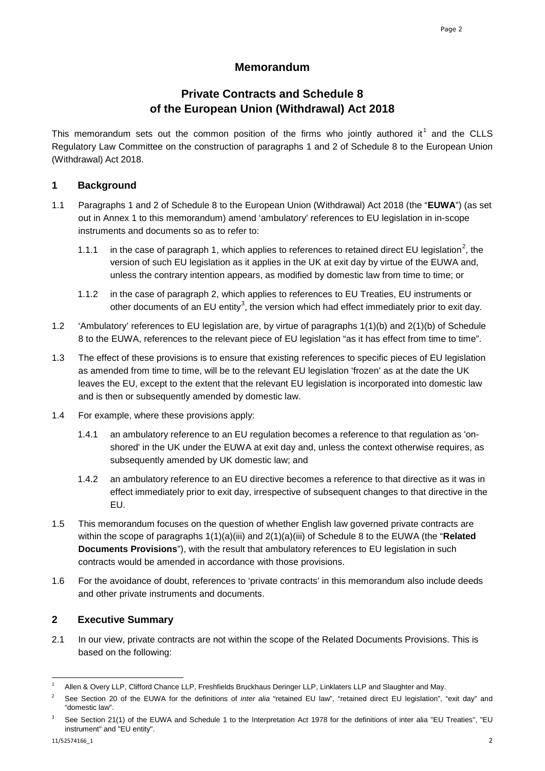# Memorandum

## Private Contracts and Schedule 8 of the European Union (Withdrawal) Act 2018

This memorandum sets out the common position of the firms who jointly authored it[1] and the CLLS Regulatory Law Committee on the construction of paragraphs 1 and 2 of Schedule 8 to the European Union (Withdrawal) Act 2018.

## 1 Background

1.1 Paragraphs 1 and 2 of Schedule 8 to the European Union (Withdrawal) Act 2018 (the "**EUWA**") (as set out in Annex 1 to this memorandum) amend 'ambulatory' references to EU legislation in in-scope instruments and documents so as to refer to:

1.1.1 in the case of paragraph 1, which applies to references to retained direct EU legislation[2], the version of such EU legislation as it applies in the UK at exit day by virtue of the EUWA and, unless the contrary intention appears, as modified by domestic law from time to time; or

1.1.2 in the case of paragraph 2, which applies to references to EU Treaties, EU instruments or other documents of an EU entity[3], the version which had effect immediately prior to exit day.

1.2 'Ambulatory' references to EU legislation are, by virtue of paragraphs 1(1)(b) and 2(1)(b) of Schedule 8 to the EUWA, references to the relevant piece of EU legislation "as it has effect from time to time".

1.3 The effect of these provisions is to ensure that existing references to specific pieces of EU legislation as amended from time to time, will be to the relevant EU legislation 'frozen' as at the date the UK leaves the EU, except to the extent that the relevant EU legislation is incorporated into domestic law and is then or subsequently amended by domestic law.

1.4 For example, where these provisions apply:

1.4.1 an ambulatory reference to an EU regulation becomes a reference to that regulation as 'on-shored' in the UK under the EUWA at exit day and, unless the context otherwise requires, as subsequently amended by UK domestic law; and

1.4.2 an ambulatory reference to an EU directive becomes a reference to that directive as it was in effect immediately prior to exit day, irrespective of subsequent changes to that directive in the EU.

1.5 This memorandum focuses on the question of whether English law governed private contracts are within the scope of paragraphs 1(1)(a)(iii) and 2(1)(a)(iii) of Schedule 8 to the EUWA (the "**Related Documents Provisions**"), with the result that ambulatory references to EU legislation in such contracts would be amended in accordance with those provisions.

1.6 For the avoidance of doubt, references to 'private contracts' in this memorandum also include deeds and other private instruments and documents.

## 2 Executive Summary

2.1 In our view, private contracts are not within the scope of the Related Documents Provisions. This is based on the following:

---

[1] Allen & Overy LLP, Clifford Chance LLP, Freshfields Bruckhaus Deringer LLP, Linklaters LLP and Slaughter and May.

[2] See Section 20 of the EUWA for the definitions of *inter alia* "retained EU law", "retained direct EU legislation", "exit day" and "domestic law".

[3] See Section 21(1) of the EUWA and Schedule 1 to the Interpretation Act 1978 for the definitions of inter alia "EU Treaties", "EU instrument" and "EU entity".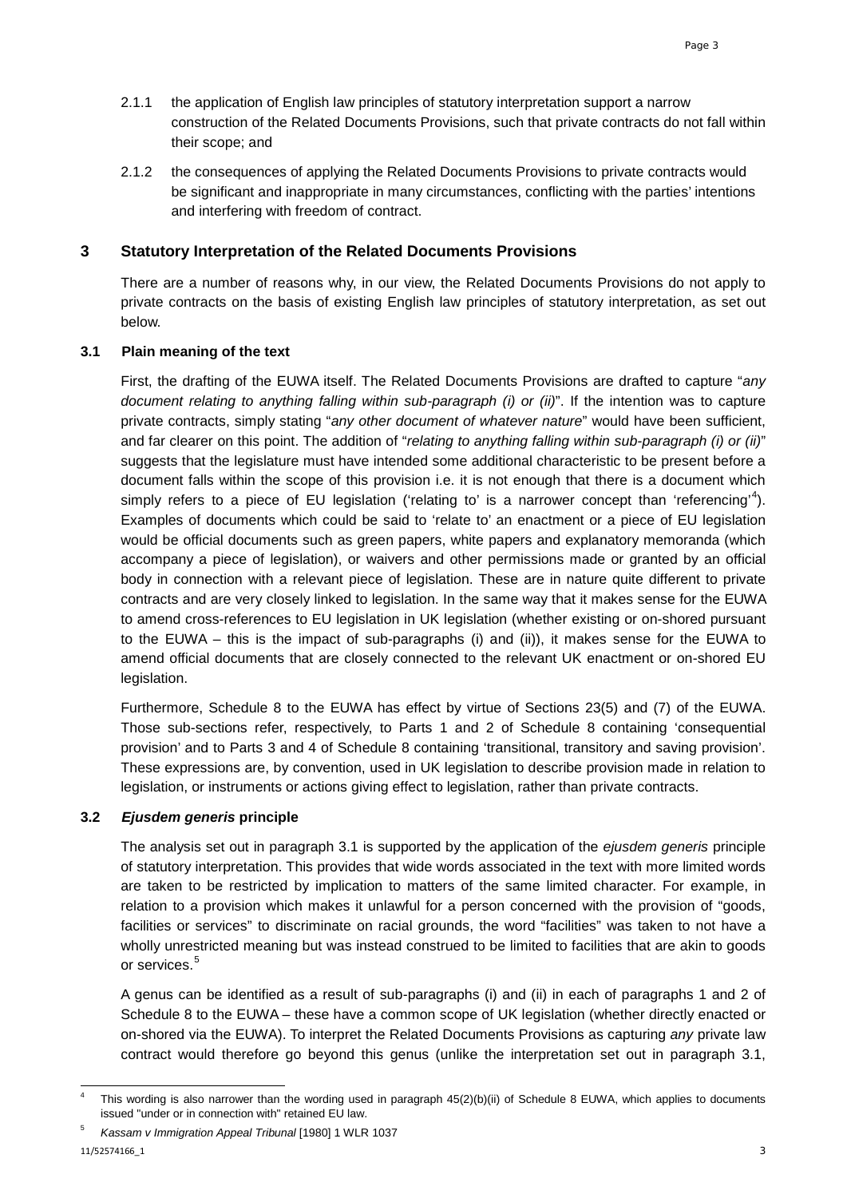2.1.1 the application of English law principles of statutory interpretation support a narrow construction of the Related Documents Provisions, such that private contracts do not fall within their scope; and

2.1.2 the consequences of applying the Related Documents Provisions to private contracts would be significant and inappropriate in many circumstances, conflicting with the parties' intentions and interfering with freedom of contract.

## 3 Statutory Interpretation of the Related Documents Provisions

There are a number of reasons why, in our view, the Related Documents Provisions do not apply to private contracts on the basis of existing English law principles of statutory interpretation, as set out below.

### 3.1 Plain meaning of the text

First, the drafting of the EUWA itself. The Related Documents Provisions are drafted to capture "*any document relating to anything falling within sub-paragraph (i) or (ii)*". If the intention was to capture private contracts, simply stating "*any other document of whatever nature*" would have been sufficient, and far clearer on this point. The addition of "*relating to anything falling within sub-paragraph (i) or (ii)*" suggests that the legislature must have intended some additional characteristic to be present before a document falls within the scope of this provision i.e. it is not enough that there is a document which simply refers to a piece of EU legislation ('relating to' is a narrower concept than 'referencing'[4]). Examples of documents which could be said to 'relate to' an enactment or a piece of EU legislation would be official documents such as green papers, white papers and explanatory memoranda (which accompany a piece of legislation), or waivers and other permissions made or granted by an official body in connection with a relevant piece of legislation. These are in nature quite different to private contracts and are very closely linked to legislation. In the same way that it makes sense for the EUWA to amend cross-references to EU legislation in UK legislation (whether existing or on-shored pursuant to the EUWA – this is the impact of sub-paragraphs (i) and (ii)), it makes sense for the EUWA to amend official documents that are closely connected to the relevant UK enactment or on-shored EU legislation.

Furthermore, Schedule 8 to the EUWA has effect by virtue of Sections 23(5) and (7) of the EUWA. Those sub-sections refer, respectively, to Parts 1 and 2 of Schedule 8 containing 'consequential provision' and to Parts 3 and 4 of Schedule 8 containing 'transitional, transitory and saving provision'. These expressions are, by convention, used in UK legislation to describe provision made in relation to legislation, or instruments or actions giving effect to legislation, rather than private contracts.

### 3.2 *Ejusdem generis* principle

The analysis set out in paragraph 3.1 is supported by the application of the *ejusdem generis* principle of statutory interpretation. This provides that wide words associated in the text with more limited words are taken to be restricted by implication to matters of the same limited character. For example, in relation to a provision which makes it unlawful for a person concerned with the provision of "goods, facilities or services" to discriminate on racial grounds, the word "facilities" was taken to not have a wholly unrestricted meaning but was instead construed to be limited to facilities that are akin to goods or services.[5]

A genus can be identified as a result of sub-paragraphs (i) and (ii) in each of paragraphs 1 and 2 of Schedule 8 to the EUWA – these have a common scope of UK legislation (whether directly enacted or on-shored via the EUWA). To interpret the Related Documents Provisions as capturing *any* private law contract would therefore go beyond this genus (unlike the interpretation set out in paragraph 3.1,

---

[4] This wording is also narrower than the wording used in paragraph 45(2)(b)(ii) of Schedule 8 EUWA, which applies to documents issued "under or in connection with" retained EU law.

[5] *Kassam v Immigration Appeal Tribunal* [1980] 1 WLR 1037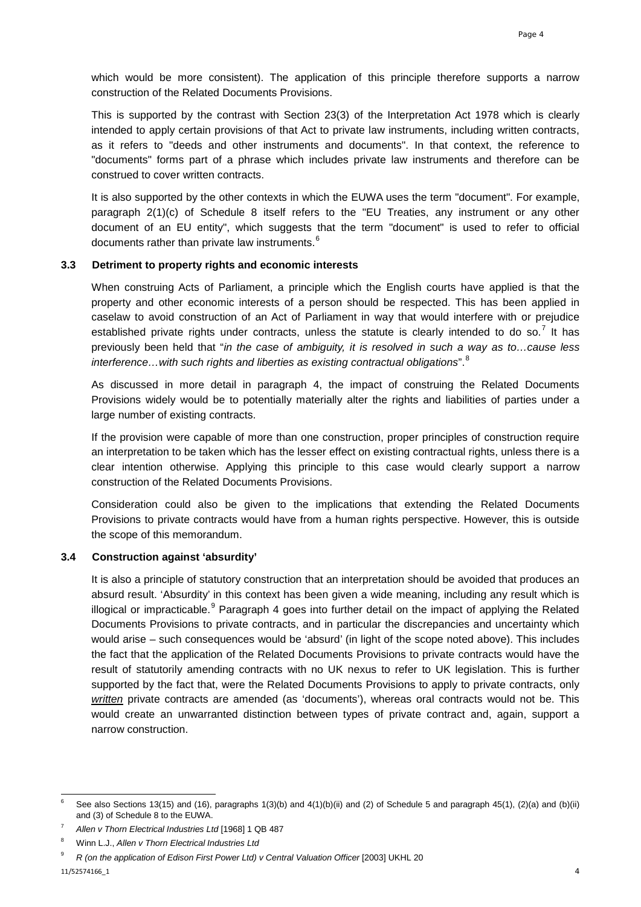which would be more consistent). The application of this principle therefore supports a narrow construction of the Related Documents Provisions.

This is supported by the contrast with Section 23(3) of the Interpretation Act 1978 which is clearly intended to apply certain provisions of that Act to private law instruments, including written contracts, as it refers to "deeds and other instruments and documents". In that context, the reference to "documents" forms part of a phrase which includes private law instruments and therefore can be construed to cover written contracts.

It is also supported by the other contexts in which the EUWA uses the term "document". For example, paragraph 2(1)(c) of Schedule 8 itself refers to the "EU Treaties, any instrument or any other document of an EU entity", which suggests that the term "document" is used to refer to official documents rather than private law instruments.[6]

### 3.3 Detriment to property rights and economic interests

When construing Acts of Parliament, a principle which the English courts have applied is that the property and other economic interests of a person should be respected. This has been applied in caselaw to avoid construction of an Act of Parliament in way that would interfere with or prejudice established private rights under contracts, unless the statute is clearly intended to do so.[7] It has previously been held that "*in the case of ambiguity, it is resolved in such a way as to…cause less interference…with such rights and liberties as existing contractual obligations*".[8]

As discussed in more detail in paragraph 4, the impact of construing the Related Documents Provisions widely would be to potentially materially alter the rights and liabilities of parties under a large number of existing contracts.

If the provision were capable of more than one construction, proper principles of construction require an interpretation to be taken which has the lesser effect on existing contractual rights, unless there is a clear intention otherwise. Applying this principle to this case would clearly support a narrow construction of the Related Documents Provisions.

Consideration could also be given to the implications that extending the Related Documents Provisions to private contracts would have from a human rights perspective. However, this is outside the scope of this memorandum.

### 3.4 Construction against 'absurdity'

It is also a principle of statutory construction that an interpretation should be avoided that produces an absurd result. 'Absurdity' in this context has been given a wide meaning, including any result which is illogical or impracticable.[9] Paragraph 4 goes into further detail on the impact of applying the Related Documents Provisions to private contracts, and in particular the discrepancies and uncertainty which would arise – such consequences would be 'absurd' (in light of the scope noted above). This includes the fact that the application of the Related Documents Provisions to private contracts would have the result of statutorily amending contracts with no UK nexus to refer to UK legislation. This is further supported by the fact that, were the Related Documents Provisions to apply to private contracts, only ***written*** private contracts are amended (as 'documents'), whereas oral contracts would not be. This would create an unwarranted distinction between types of private contract and, again, support a narrow construction.

---

[6] See also Sections 13(15) and (16), paragraphs 1(3)(b) and 4(1)(b)(ii) and (2) of Schedule 5 and paragraph 45(1), (2)(a) and (b)(ii) and (3) of Schedule 8 to the EUWA.

[7] *Allen v Thorn Electrical Industries Ltd* [1968] 1 QB 487

[8] Winn L.J., *Allen v Thorn Electrical Industries Ltd*

[9] *R (on the application of Edison First Power Ltd) v Central Valuation Officer* [2003] UKHL 20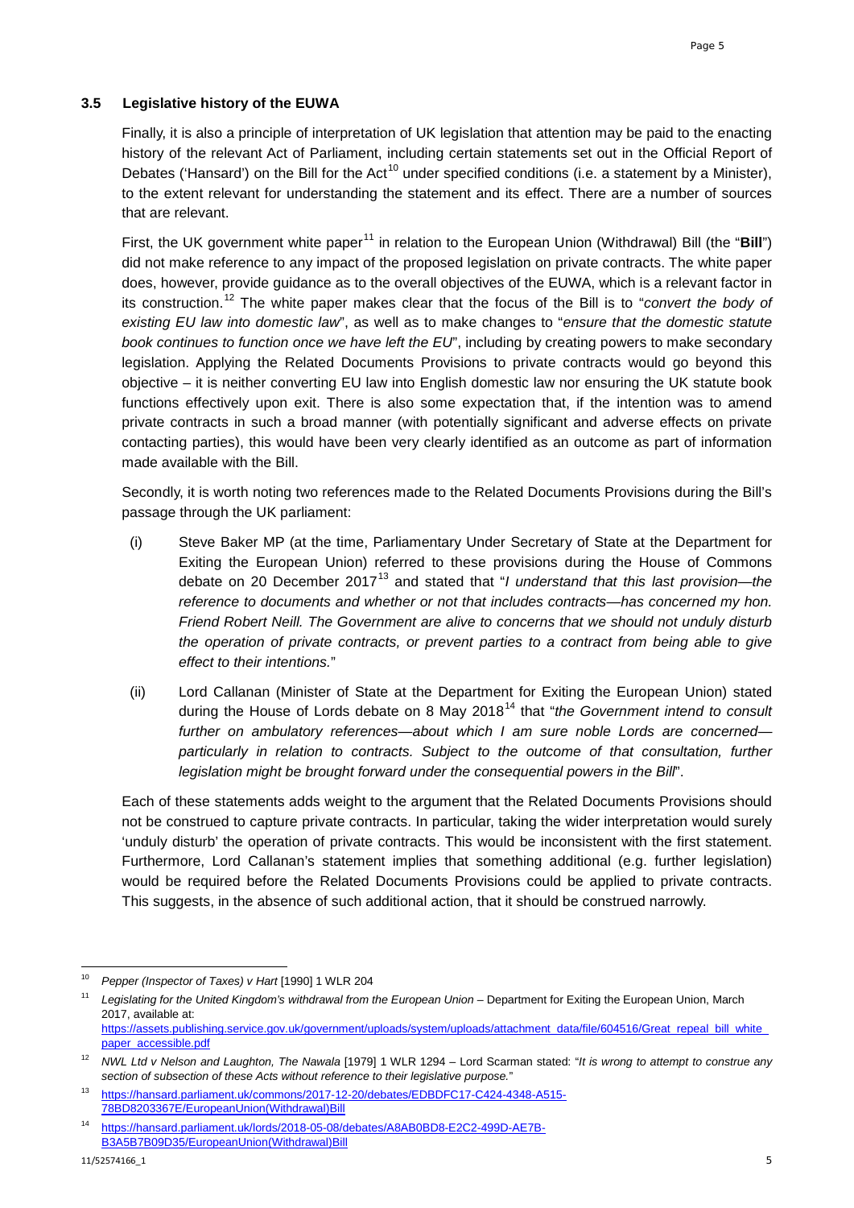### 3.5 Legislative history of the EUWA

Finally, it is also a principle of interpretation of UK legislation that attention may be paid to the enacting history of the relevant Act of Parliament, including certain statements set out in the Official Report of Debates ('Hansard') on the Bill for the Act[10] under specified conditions (i.e. a statement by a Minister), to the extent relevant for understanding the statement and its effect. There are a number of sources that are relevant.

First, the UK government white paper[11] in relation to the European Union (Withdrawal) Bill (the "**Bill**") did not make reference to any impact of the proposed legislation on private contracts. The white paper does, however, provide guidance as to the overall objectives of the EUWA, which is a relevant factor in its construction.[12] The white paper makes clear that the focus of the Bill is to "*convert the body of existing EU law into domestic law*", as well as to make changes to "*ensure that the domestic statute book continues to function once we have left the EU*", including by creating powers to make secondary legislation. Applying the Related Documents Provisions to private contracts would go beyond this objective – it is neither converting EU law into English domestic law nor ensuring the UK statute book functions effectively upon exit. There is also some expectation that, if the intention was to amend private contracts in such a broad manner (with potentially significant and adverse effects on private contacting parties), this would have been very clearly identified as an outcome as part of information made available with the Bill.

Secondly, it is worth noting two references made to the Related Documents Provisions during the Bill's passage through the UK parliament:

(i) Steve Baker MP (at the time, Parliamentary Under Secretary of State at the Department for Exiting the European Union) referred to these provisions during the House of Commons debate on 20 December 2017[13] and stated that "*I understand that this last provision—the reference to documents and whether or not that includes contracts—has concerned my hon. Friend Robert Neill. The Government are alive to concerns that we should not unduly disturb the operation of private contracts, or prevent parties to a contract from being able to give effect to their intentions.*"

(ii) Lord Callanan (Minister of State at the Department for Exiting the European Union) stated during the House of Lords debate on 8 May 2018[14] that "*the Government intend to consult further on ambulatory references—about which I am sure noble Lords are concerned—particularly in relation to contracts. Subject to the outcome of that consultation, further legislation might be brought forward under the consequential powers in the Bill*".

Each of these statements adds weight to the argument that the Related Documents Provisions should not be construed to capture private contracts. In particular, taking the wider interpretation would surely 'unduly disturb' the operation of private contracts. This would be inconsistent with the first statement. Furthermore, Lord Callanan's statement implies that something additional (e.g. further legislation) would be required before the Related Documents Provisions could be applied to private contracts. This suggests, in the absence of such additional action, that it should be construed narrowly.

---

[10] *Pepper (Inspector of Taxes) v Hart* [1990] 1 WLR 204

[11] *Legislating for the United Kingdom's withdrawal from the European Union* – Department for Exiting the European Union, March 2017, available at: https://assets.publishing.service.gov.uk/government/uploads/system/uploads/attachment_data/file/604516/Great_repeal_bill_white_paper_accessible.pdf

[12] *NWL Ltd v Nelson and Laughton, The Nawala* [1979] 1 WLR 1294 – Lord Scarman stated: "*It is wrong to attempt to construe any section of subsection of these Acts without reference to their legislative purpose.*"

[13] https://hansard.parliament.uk/commons/2017-12-20/debates/EDBDFC17-C424-4348-A515-78BD8203367E/EuropeanUnion(Withdrawal)Bill

[14] https://hansard.parliament.uk/lords/2018-05-08/debates/A8AB0BD8-E2C2-499D-AE7B-B3A5B7B09D35/EuropeanUnion(Withdrawal)Bill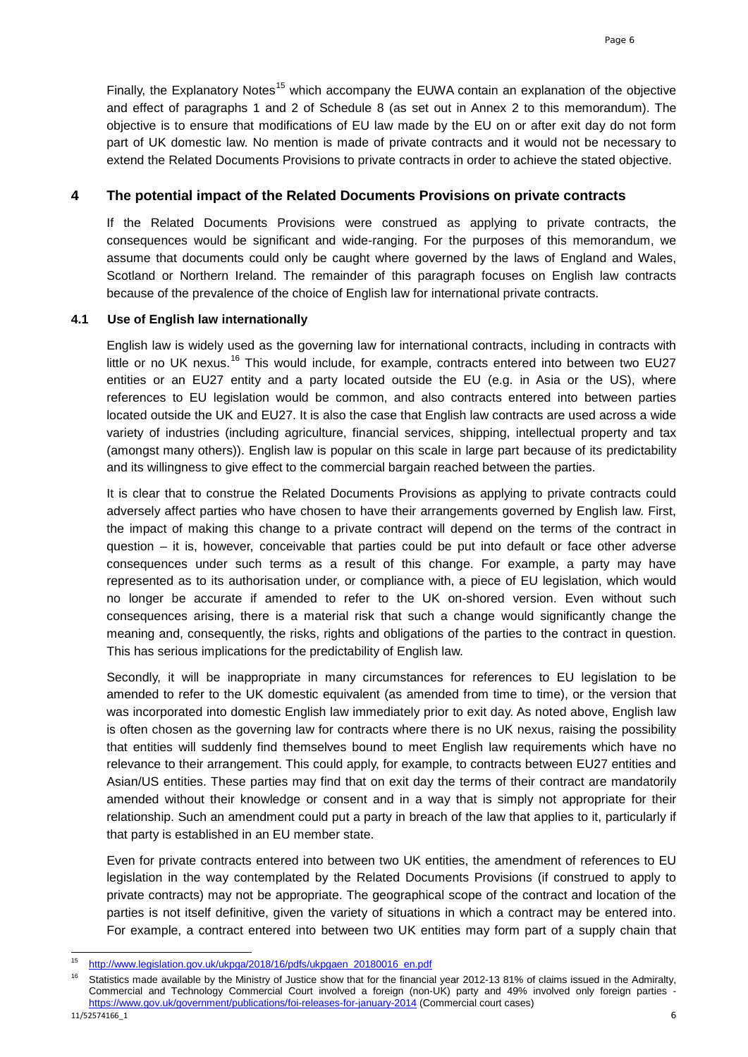Finally, the Explanatory Notes[15] which accompany the EUWA contain an explanation of the objective and effect of paragraphs 1 and 2 of Schedule 8 (as set out in Annex 2 to this memorandum). The objective is to ensure that modifications of EU law made by the EU on or after exit day do not form part of UK domestic law. No mention is made of private contracts and it would not be necessary to extend the Related Documents Provisions to private contracts in order to achieve the stated objective.

## 4 The potential impact of the Related Documents Provisions on private contracts

If the Related Documents Provisions were construed as applying to private contracts, the consequences would be significant and wide-ranging. For the purposes of this memorandum, we assume that documents could only be caught where governed by the laws of England and Wales, Scotland or Northern Ireland. The remainder of this paragraph focuses on English law contracts because of the prevalence of the choice of English law for international private contracts.

### 4.1 Use of English law internationally

English law is widely used as the governing law for international contracts, including in contracts with little or no UK nexus.[16] This would include, for example, contracts entered into between two EU27 entities or an EU27 entity and a party located outside the EU (e.g. in Asia or the US), where references to EU legislation would be common, and also contracts entered into between parties located outside the UK and EU27. It is also the case that English law contracts are used across a wide variety of industries (including agriculture, financial services, shipping, intellectual property and tax (amongst many others)). English law is popular on this scale in large part because of its predictability and its willingness to give effect to the commercial bargain reached between the parties.

It is clear that to construe the Related Documents Provisions as applying to private contracts could adversely affect parties who have chosen to have their arrangements governed by English law. First, the impact of making this change to a private contract will depend on the terms of the contract in question – it is, however, conceivable that parties could be put into default or face other adverse consequences under such terms as a result of this change. For example, a party may have represented as to its authorisation under, or compliance with, a piece of EU legislation, which would no longer be accurate if amended to refer to the UK on-shored version. Even without such consequences arising, there is a material risk that such a change would significantly change the meaning and, consequently, the risks, rights and obligations of the parties to the contract in question. This has serious implications for the predictability of English law.

Secondly, it will be inappropriate in many circumstances for references to EU legislation to be amended to refer to the UK domestic equivalent (as amended from time to time), or the version that was incorporated into domestic English law immediately prior to exit day. As noted above, English law is often chosen as the governing law for contracts where there is no UK nexus, raising the possibility that entities will suddenly find themselves bound to meet English law requirements which have no relevance to their arrangement. This could apply, for example, to contracts between EU27 entities and Asian/US entities. These parties may find that on exit day the terms of their contract are mandatorily amended without their knowledge or consent and in a way that is simply not appropriate for their relationship. Such an amendment could put a party in breach of the law that applies to it, particularly if that party is established in an EU member state.

Even for private contracts entered into between two UK entities, the amendment of references to EU legislation in the way contemplated by the Related Documents Provisions (if construed to apply to private contracts) may not be appropriate. The geographical scope of the contract and location of the parties is not itself definitive, given the variety of situations in which a contract may be entered into. For example, a contract entered into between two UK entities may form part of a supply chain that

---

[15] http://www.legislation.gov.uk/ukpga/2018/16/pdfs/ukpgaen_20180016_en.pdf

[16] Statistics made available by the Ministry of Justice show that for the financial year 2012-13 81% of claims issued in the Admiralty, Commercial and Technology Commercial Court involved a foreign (non-UK) party and 49% involved only foreign parties - https://www.gov.uk/government/publications/foi-releases-for-january-2014 (Commercial court cases)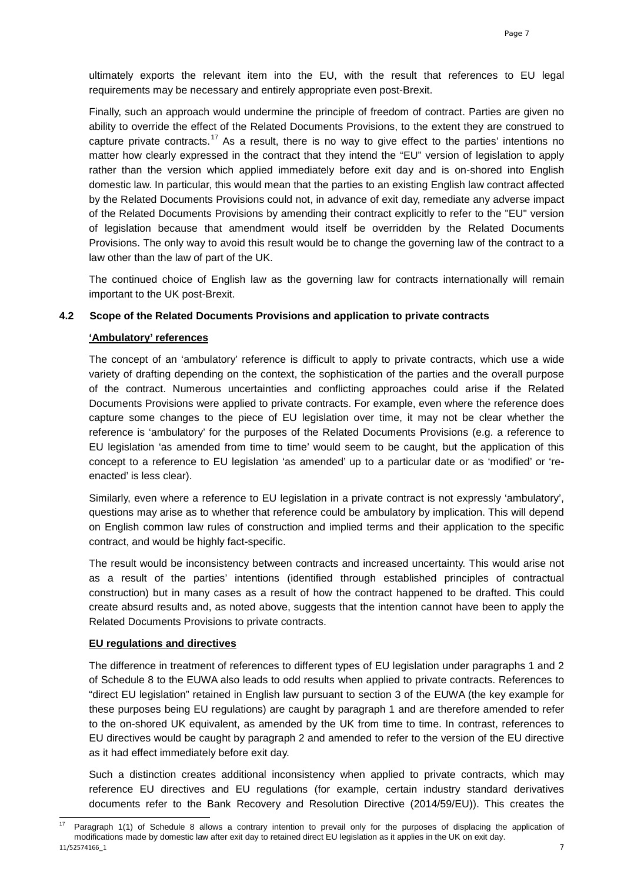ultimately exports the relevant item into the EU, with the result that references to EU legal requirements may be necessary and entirely appropriate even post-Brexit.

Finally, such an approach would undermine the principle of freedom of contract. Parties are given no ability to override the effect of the Related Documents Provisions, to the extent they are construed to capture private contracts.[17] As a result, there is no way to give effect to the parties' intentions no matter how clearly expressed in the contract that they intend the "EU" version of legislation to apply rather than the version which applied immediately before exit day and is on-shored into English domestic law. In particular, this would mean that the parties to an existing English law contract affected by the Related Documents Provisions could not, in advance of exit day, remediate any adverse impact of the Related Documents Provisions by amending their contract explicitly to refer to the "EU" version of legislation because that amendment would itself be overridden by the Related Documents Provisions. The only way to avoid this result would be to change the governing law of the contract to a law other than the law of part of the UK.

The continued choice of English law as the governing law for contracts internationally will remain important to the UK post-Brexit.

### 4.2 Scope of the Related Documents Provisions and application to private contracts

**'Ambulatory' references**

The concept of an 'ambulatory' reference is difficult to apply to private contracts, which use a wide variety of drafting depending on the context, the sophistication of the parties and the overall purpose of the contract. Numerous uncertainties and conflicting approaches could arise if the Related Documents Provisions were applied to private contracts. For example, even where the reference does capture some changes to the piece of EU legislation over time, it may not be clear whether the reference is 'ambulatory' for the purposes of the Related Documents Provisions (e.g. a reference to EU legislation 'as amended from time to time' would seem to be caught, but the application of this concept to a reference to EU legislation 'as amended' up to a particular date or as 'modified' or 're-enacted' is less clear).

Similarly, even where a reference to EU legislation in a private contract is not expressly 'ambulatory', questions may arise as to whether that reference could be ambulatory by implication. This will depend on English common law rules of construction and implied terms and their application to the specific contract, and would be highly fact-specific.

The result would be inconsistency between contracts and increased uncertainty. This would arise not as a result of the parties' intentions (identified through established principles of contractual construction) but in many cases as a result of how the contract happened to be drafted. This could create absurd results and, as noted above, suggests that the intention cannot have been to apply the Related Documents Provisions to private contracts.

**EU regulations and directives**

The difference in treatment of references to different types of EU legislation under paragraphs 1 and 2 of Schedule 8 to the EUWA also leads to odd results when applied to private contracts. References to "direct EU legislation" retained in English law pursuant to section 3 of the EUWA (the key example for these purposes being EU regulations) are caught by paragraph 1 and are therefore amended to refer to the on-shored UK equivalent, as amended by the UK from time to time. In contrast, references to EU directives would be caught by paragraph 2 and amended to refer to the version of the EU directive as it had effect immediately before exit day.

Such a distinction creates additional inconsistency when applied to private contracts, which may reference EU directives and EU regulations (for example, certain industry standard derivatives documents refer to the Bank Recovery and Resolution Directive (2014/59/EU)). This creates the

[17] Paragraph 1(1) of Schedule 8 allows a contrary intention to prevail only for the purposes of displacing the application of modifications made by domestic law after exit day to retained direct EU legislation as it applies in the UK on exit day.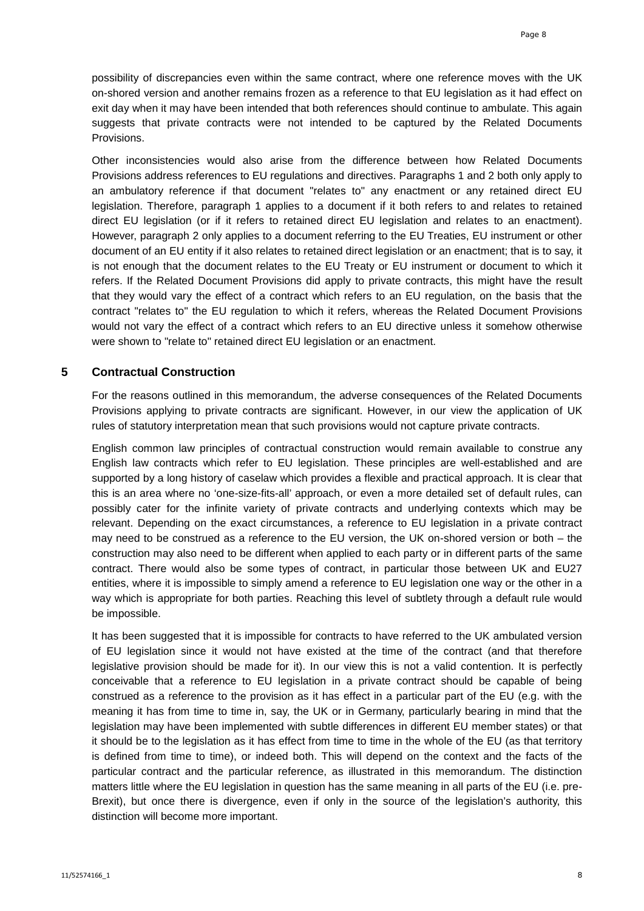possibility of discrepancies even within the same contract, where one reference moves with the UK on-shored version and another remains frozen as a reference to that EU legislation as it had effect on exit day when it may have been intended that both references should continue to ambulate. This again suggests that private contracts were not intended to be captured by the Related Documents Provisions.

Other inconsistencies would also arise from the difference between how Related Documents Provisions address references to EU regulations and directives. Paragraphs 1 and 2 both only apply to an ambulatory reference if that document "relates to" any enactment or any retained direct EU legislation. Therefore, paragraph 1 applies to a document if it both refers to and relates to retained direct EU legislation (or if it refers to retained direct EU legislation and relates to an enactment). However, paragraph 2 only applies to a document referring to the EU Treaties, EU instrument or other document of an EU entity if it also relates to retained direct legislation or an enactment; that is to say, it is not enough that the document relates to the EU Treaty or EU instrument or document to which it refers. If the Related Document Provisions did apply to private contracts, this might have the result that they would vary the effect of a contract which refers to an EU regulation, on the basis that the contract "relates to" the EU regulation to which it refers, whereas the Related Document Provisions would not vary the effect of a contract which refers to an EU directive unless it somehow otherwise were shown to "relate to" retained direct EU legislation or an enactment.

## 5 Contractual Construction

For the reasons outlined in this memorandum, the adverse consequences of the Related Documents Provisions applying to private contracts are significant. However, in our view the application of UK rules of statutory interpretation mean that such provisions would not capture private contracts.

English common law principles of contractual construction would remain available to construe any English law contracts which refer to EU legislation. These principles are well-established and are supported by a long history of caselaw which provides a flexible and practical approach. It is clear that this is an area where no 'one-size-fits-all' approach, or even a more detailed set of default rules, can possibly cater for the infinite variety of private contracts and underlying contexts which may be relevant. Depending on the exact circumstances, a reference to EU legislation in a private contract may need to be construed as a reference to the EU version, the UK on-shored version or both – the construction may also need to be different when applied to each party or in different parts of the same contract. There would also be some types of contract, in particular those between UK and EU27 entities, where it is impossible to simply amend a reference to EU legislation one way or the other in a way which is appropriate for both parties. Reaching this level of subtlety through a default rule would be impossible.

It has been suggested that it is impossible for contracts to have referred to the UK ambulated version of EU legislation since it would not have existed at the time of the contract (and that therefore legislative provision should be made for it). In our view this is not a valid contention. It is perfectly conceivable that a reference to EU legislation in a private contract should be capable of being construed as a reference to the provision as it has effect in a particular part of the EU (e.g. with the meaning it has from time to time in, say, the UK or in Germany, particularly bearing in mind that the legislation may have been implemented with subtle differences in different EU member states) or that it should be to the legislation as it has effect from time to time in the whole of the EU (as that territory is defined from time to time), or indeed both. This will depend on the context and the facts of the particular contract and the particular reference, as illustrated in this memorandum. The distinction matters little where the EU legislation in question has the same meaning in all parts of the EU (i.e. pre-Brexit), but once there is divergence, even if only in the source of the legislation's authority, this distinction will become more important.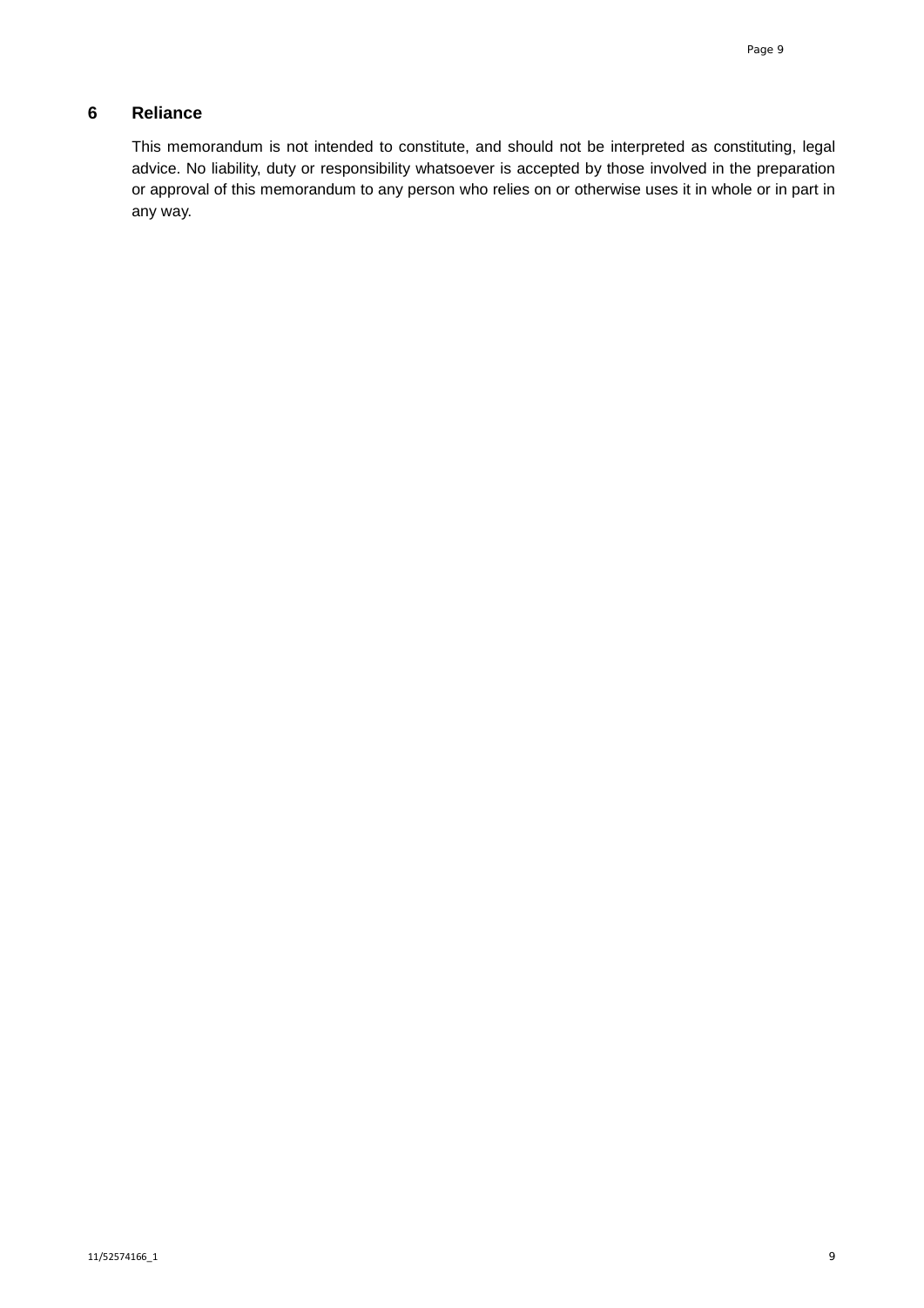## 6 Reliance

This memorandum is not intended to constitute, and should not be interpreted as constituting, legal advice. No liability, duty or responsibility whatsoever is accepted by those involved in the preparation or approval of this memorandum to any person who relies on or otherwise uses it in whole or in part in any way.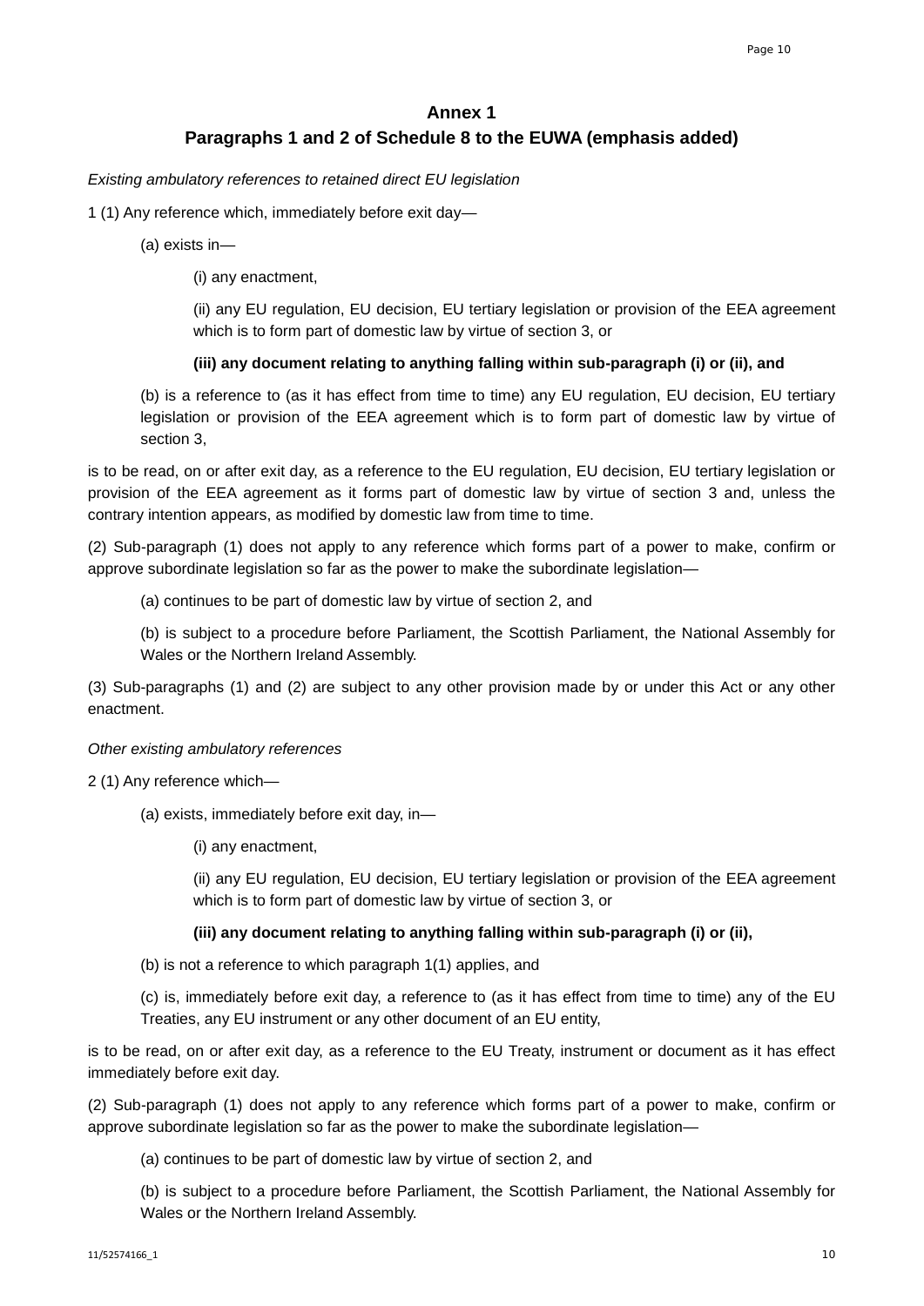## Annex 1

## Paragraphs 1 and 2 of Schedule 8 to the EUWA (emphasis added)

*Existing ambulatory references to retained direct EU legislation*

1 (1) Any reference which, immediately before exit day—

(a) exists in—

(i) any enactment,

(ii) any EU regulation, EU decision, EU tertiary legislation or provision of the EEA agreement which is to form part of domestic law by virtue of section 3, or

**(iii) any document relating to anything falling within sub-paragraph (i) or (ii), and**

(b) is a reference to (as it has effect from time to time) any EU regulation, EU decision, EU tertiary legislation or provision of the EEA agreement which is to form part of domestic law by virtue of section 3,

is to be read, on or after exit day, as a reference to the EU regulation, EU decision, EU tertiary legislation or provision of the EEA agreement as it forms part of domestic law by virtue of section 3 and, unless the contrary intention appears, as modified by domestic law from time to time.

(2) Sub-paragraph (1) does not apply to any reference which forms part of a power to make, confirm or approve subordinate legislation so far as the power to make the subordinate legislation—

(a) continues to be part of domestic law by virtue of section 2, and

(b) is subject to a procedure before Parliament, the Scottish Parliament, the National Assembly for Wales or the Northern Ireland Assembly.

(3) Sub-paragraphs (1) and (2) are subject to any other provision made by or under this Act or any other enactment.

*Other existing ambulatory references*

2 (1) Any reference which—

(a) exists, immediately before exit day, in—

(i) any enactment,

(ii) any EU regulation, EU decision, EU tertiary legislation or provision of the EEA agreement which is to form part of domestic law by virtue of section 3, or

**(iii) any document relating to anything falling within sub-paragraph (i) or (ii),**

(b) is not a reference to which paragraph 1(1) applies, and

(c) is, immediately before exit day, a reference to (as it has effect from time to time) any of the EU Treaties, any EU instrument or any other document of an EU entity,

is to be read, on or after exit day, as a reference to the EU Treaty, instrument or document as it has effect immediately before exit day.

(2) Sub-paragraph (1) does not apply to any reference which forms part of a power to make, confirm or approve subordinate legislation so far as the power to make the subordinate legislation—

(a) continues to be part of domestic law by virtue of section 2, and

(b) is subject to a procedure before Parliament, the Scottish Parliament, the National Assembly for Wales or the Northern Ireland Assembly.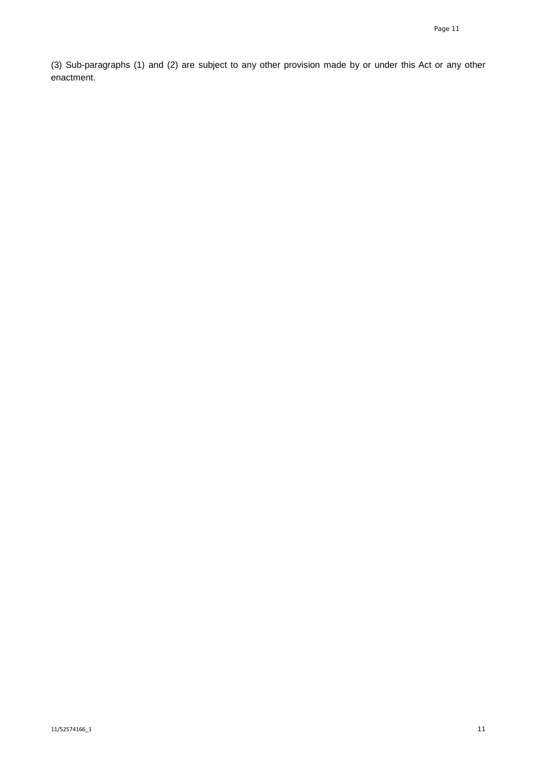(3) Sub-paragraphs (1) and (2) are subject to any other provision made by or under this Act or any other enactment.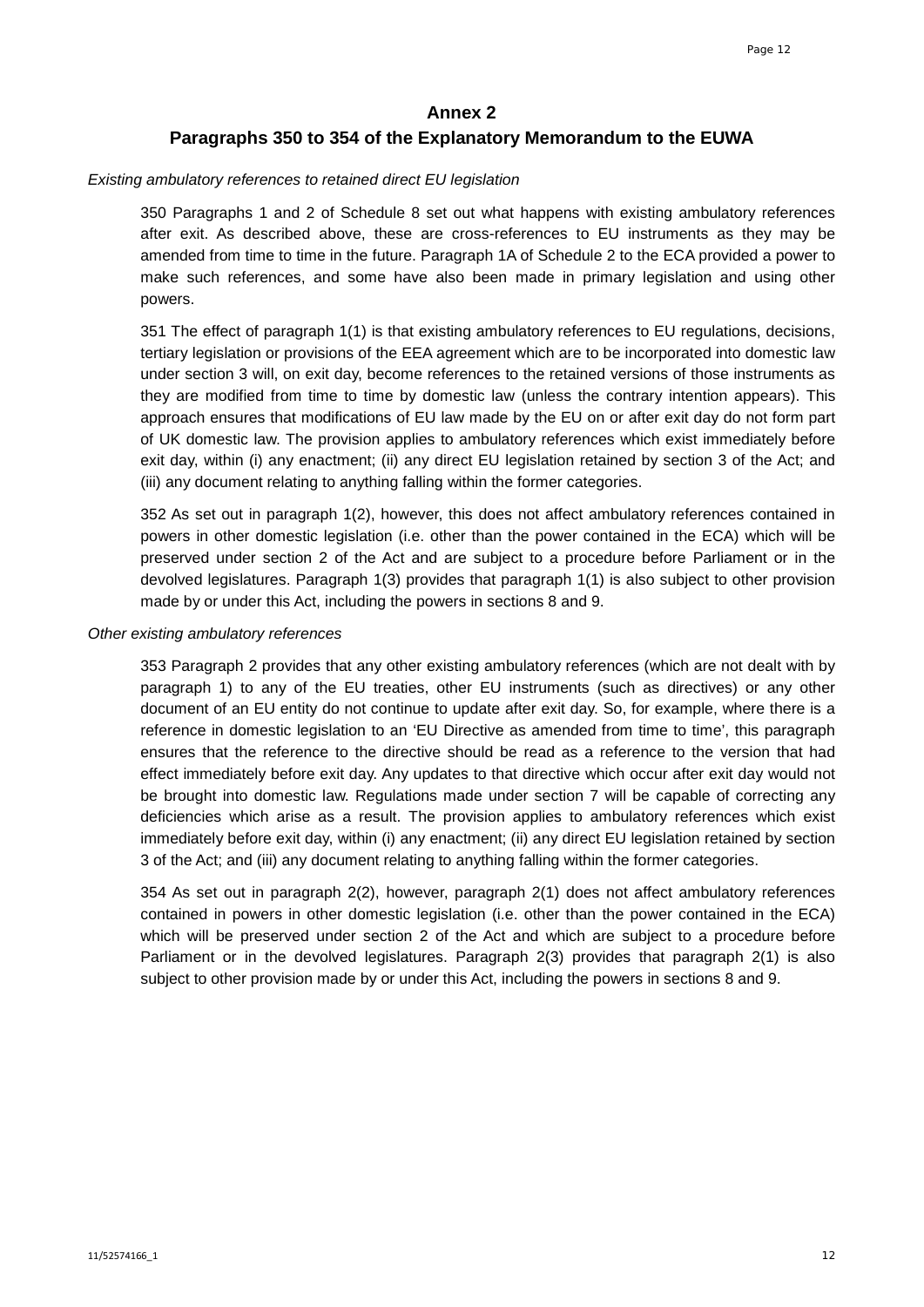## Annex 2

## Paragraphs 350 to 354 of the Explanatory Memorandum to the EUWA

*Existing ambulatory references to retained direct EU legislation*

350 Paragraphs 1 and 2 of Schedule 8 set out what happens with existing ambulatory references after exit. As described above, these are cross-references to EU instruments as they may be amended from time to time in the future. Paragraph 1A of Schedule 2 to the ECA provided a power to make such references, and some have also been made in primary legislation and using other powers.

351 The effect of paragraph 1(1) is that existing ambulatory references to EU regulations, decisions, tertiary legislation or provisions of the EEA agreement which are to be incorporated into domestic law under section 3 will, on exit day, become references to the retained versions of those instruments as they are modified from time to time by domestic law (unless the contrary intention appears). This approach ensures that modifications of EU law made by the EU on or after exit day do not form part of UK domestic law. The provision applies to ambulatory references which exist immediately before exit day, within (i) any enactment; (ii) any direct EU legislation retained by section 3 of the Act; and (iii) any document relating to anything falling within the former categories.

352 As set out in paragraph 1(2), however, this does not affect ambulatory references contained in powers in other domestic legislation (i.e. other than the power contained in the ECA) which will be preserved under section 2 of the Act and are subject to a procedure before Parliament or in the devolved legislatures. Paragraph 1(3) provides that paragraph 1(1) is also subject to other provision made by or under this Act, including the powers in sections 8 and 9.

*Other existing ambulatory references*

353 Paragraph 2 provides that any other existing ambulatory references (which are not dealt with by paragraph 1) to any of the EU treaties, other EU instruments (such as directives) or any other document of an EU entity do not continue to update after exit day. So, for example, where there is a reference in domestic legislation to an 'EU Directive as amended from time to time', this paragraph ensures that the reference to the directive should be read as a reference to the version that had effect immediately before exit day. Any updates to that directive which occur after exit day would not be brought into domestic law. Regulations made under section 7 will be capable of correcting any deficiencies which arise as a result. The provision applies to ambulatory references which exist immediately before exit day, within (i) any enactment; (ii) any direct EU legislation retained by section 3 of the Act; and (iii) any document relating to anything falling within the former categories.

354 As set out in paragraph 2(2), however, paragraph 2(1) does not affect ambulatory references contained in powers in other domestic legislation (i.e. other than the power contained in the ECA) which will be preserved under section 2 of the Act and which are subject to a procedure before Parliament or in the devolved legislatures. Paragraph 2(3) provides that paragraph 2(1) is also subject to other provision made by or under this Act, including the powers in sections 8 and 9.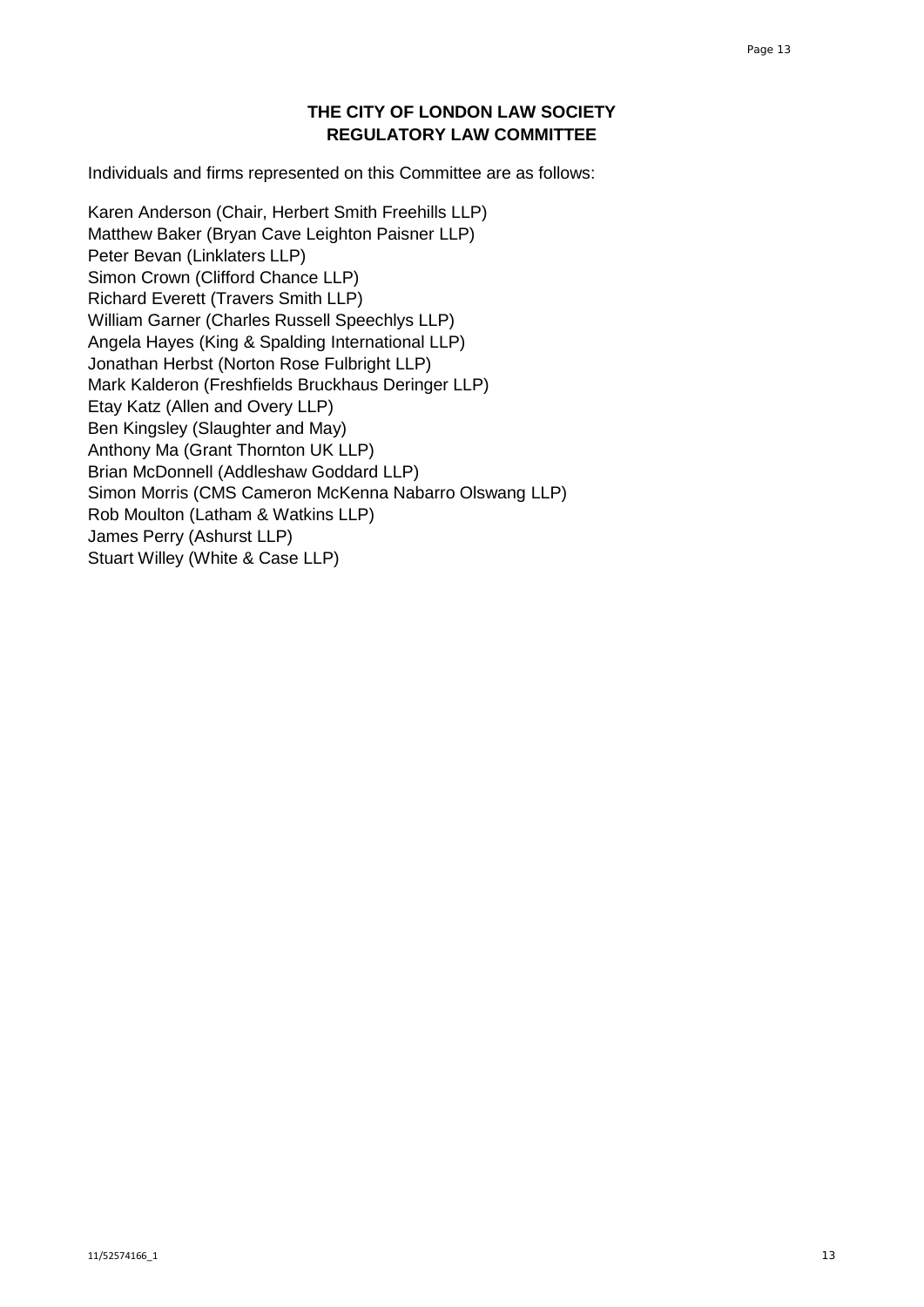**THE CITY OF LONDON LAW SOCIETY**
**REGULATORY LAW COMMITTEE**

Individuals and firms represented on this Committee are as follows:

Karen Anderson (Chair, Herbert Smith Freehills LLP)
Matthew Baker (Bryan Cave Leighton Paisner LLP)
Peter Bevan (Linklaters LLP)
Simon Crown (Clifford Chance LLP)
Richard Everett (Travers Smith LLP)
William Garner (Charles Russell Speechlys LLP)
Angela Hayes (King & Spalding International LLP)
Jonathan Herbst (Norton Rose Fulbright LLP)
Mark Kalderon (Freshfields Bruckhaus Deringer LLP)
Etay Katz (Allen and Overy LLP)
Ben Kingsley (Slaughter and May)
Anthony Ma (Grant Thornton UK LLP)
Brian McDonnell (Addleshaw Goddard LLP)
Simon Morris (CMS Cameron McKenna Nabarro Olswang LLP)
Rob Moulton (Latham & Watkins LLP)
James Perry (Ashurst LLP)
Stuart Willey (White & Case LLP)